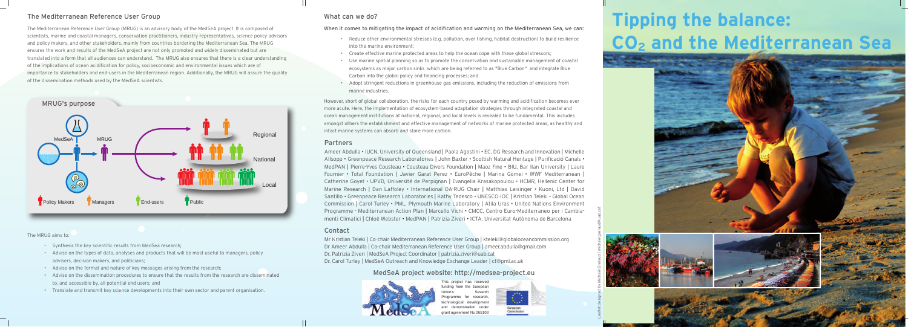## The Mediterranean Reference User Group

The Mediterranean Reference User Group (MRUG) is an advisory body of the MedSeA project. It is composed of scientists, marine and coastal managers, conservation practitioners, industry representatives, science policy advisors and policy makers, and other stakeholders, mainly from countries bordering the Mediterranean Sea. The MRUG ensures the work and results of the MedSeA project are not only promoted and widely disseminated but are translated into a form that all audiences can understand. The MRUG also ensures that there is a clear understanding of the implications of ocean acidification for policy, socioeconomic and environmental issues which are of importance to stakeholders and end-users in the Mediterranean region. Additionally, the MRUG will assure the quality of the dissemination methods used by the MedSeA scientists.

MRUG's purpose

MedSeA → MRUG → Regional / National / Local

Policy Makers · Managers · End-users · Public

The MRUG aims to:

- Synthesis the key scientific results from MedSea research;
- Advise on the types of data, analyses and products that will be most useful to managers, policy advisers, decision makers, and politicians;
- Advise on the format and nature of key messages arising from the research;
- Advise on the dissemination procedures to ensure that the results from the research are disseminated to, and accessible by, all potential end users; and
- Translate and transmit key science developments into their own sector and parent organisation.

## What can we do?

When it comes to mitigating the impact of acidification and warming on the Mediterranean Sea, we can:

- Reduce other environmental stresses (e.g. pollution, over fishing, habitat destruction) to build resilience into the marine environment;
- Create effective marine protected areas to help the ocean cope with these global stressors;
- Use marine spatial planning so as to promote the conservation and sustainable management of coastal ecosystems as major carbon sinks which are being referred to as "Blue Carbon" and integrate Blue Carbon into the global policy and financing processes; and
- Adopt stringent reductions in greenhouse gas emissions, including the reduction of emissions from marine industries.

However, short of global collaboration, the risks for each country posed by warming and acidification becomes ever more acute. Here, the implementation of ecosystem-based adaptation strategies through integrated coastal and ocean management institutions at national, regional, and local levels is revealed to be fundamental. This includes amongst others the establishment and effective management of networks of marine protected areas, as healthy and intact marine systems can absorb and store more carbon.

## Partners

Ameer Abdulla • IUCN, University of Queensland | Paola Agostini • EC, DG Research and Innovation | Michelle Allsopp • Greenpeace Research Laboratories | John Baxter • Scottish Natural Heritage | Purificació Canals • MedPAN | Pierre-Yves Cousteau • Cousteau Divers Foundation | Maoz Fine • BIU, Bar Ilan University | Laure Fournier • Total Foundation | Javier Garat Perez • EuroPêche | Marina Gomei • WWF Mediterranean | Catherine Goyet • UPVD, Université de Perpignan | Evangelia Krasakopoulou • HCMR, Hellenic Center for Marine Research | Dan Laffoley • International OA-RUG Chair | Matthias Leisinger • Kuoni, Ltd | David Santillo • Greenpeace Research Laboratories | Kathy Tedesco • UNESCO-IOC | Kristian Teleki • Global Ocean Commission | Carol Turley • PML, Plymouth Marine Laboratory | Atila Uras • United Nations Environment Programme - Mediterranean Action Plan | Marcello Vichi • CMCC, Centro Euro-Mediterraneo per i Cambiamenti Climatici | Chloë Webster • MedPAN | Patrizia Ziveri • ICTA, Universitat Autònoma de Barcelona

## Contact

Mr Kristian Teleki | Co-chair Mediterranean Reference User Group | kteleki@globaloceancommission.org
Dr Ameer Abdulla | Co-chair Mediterranean Reference User Group | ameer.abdulla@gmail.com
Dr. Patrizia Ziveri | MedSeA Project Coordinator | patrizia.ziveri@uab.cat
Dr. Carol Turley | MedSeA Outreach and Knowledge Exchange Leader | ct@pml.ac.uk

### MedSeA project website: http://medsea-project.eu

This project has received funding from the European Union's Seventh Programme for research, technological development and demonstration under grant agreement No 265103

European Commission

Leaflet designed by Michaël Grelaud | michael.grelaud@uab.cat

# Tipping the balance: $CO_2$ and the Mediterranean Sea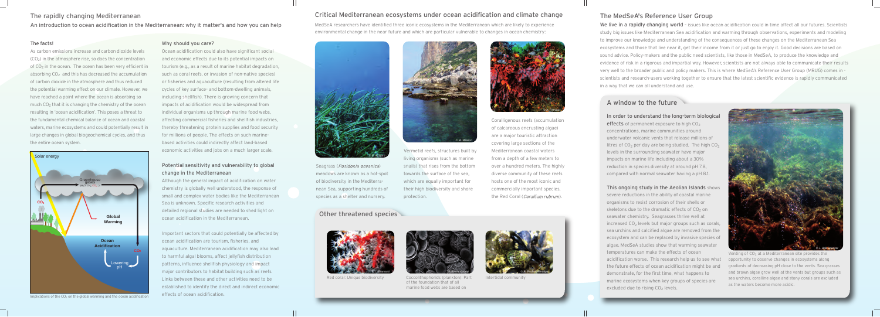## The rapidly changing Mediterranean

### An introduction to ocean acidification in the Mediterranean: why it matter's and how you can help

#### The facts!

As carbon emissions increase and carbon dioxide levels ($CO_2$) in the atmosphere rise, so does the concentration of $CO_2$ in the ocean. The ocean has been very efficient in absorbing $CO_2$ and this has decreased the accumulation of carbon dioxide in the atmosphere and thus reduced the potential warming effect on our climate. However, we have reached a point where the ocean is absorbing so much $CO_2$ that it is changing the chemistry of the ocean resulting in 'ocean acidification'. This poses a threat to the fundamental chemical balance of ocean and coastal waters, marine ecosystems and could potentially result in large changes in global biogeochemical cycles, and thus the entire ocean system.

Solar energy

Greenhouse gases

$CO_2$

Global Warming

Ocean Acidification

$CO_2$

Lowering pH

Implications of the $CO_2$ on the global warming and the ocean acidification

#### Why should you care?

Ocean acidification could also have significant social and economic effects due to its potential impacts on tourism (e.g., as a result of marine habitat degradation, such as coral reefs, or invasion of non-native species) or fisheries and aquaculture (resulting from altered life cycles of key surface- and bottom-dwelling animals, including shellfish). There is growing concern that impacts of acidification would be widespread from individual organisms up through marine food webs, affecting commercial fisheries and shellfish industries, thereby threatening protein supplies and food security for millions of people. The effects on such marine-based activities could indirectly affect land-based economic activities and jobs on a much larger scale.

#### Potential sensitivity and vulnerability to global change in the Mediterranean

Although the general impact of acidification on water chemistry is globally well understood, the response of small and complex water bodies like the Mediterranean Sea is unknown. Specific research activities and detailed regional studies are needed to shed light on ocean acidification in the Mediterranean.

Important sectors that could potentially be affected by ocean acidification are tourism, fisheries, and aquaculture. Mediterranean acidification may also lead to harmful algal blooms, affect jellyfish distribution patterns, influence shellfish physiology and impact major contributors to habitat building such as reefs. Links between these and other activities need to be established to identify the direct and indirect economic effects of ocean acidification.

## Critical Mediterranean ecosystems under ocean acidification and climate change

MedSeA researchers have identified three iconic ecosystems in the Mediterranean which are likely to experience environmental change in the near future and which are particular vulnerable to changes in ocean chemistry:

Seagrass (*Posidonia oceanica*) meadows are known as a hot-spot of biodiversity in the Mediterranean Sea, supporting hundreds of species as a shelter and nursery.

Vermetid reefs, structures built by living organisms (such as marine snails) that rises from the bottom towards the surface of the sea, which are equally important for their high biodiversity and shore protection.

Coralligenous reefs (accumulation of calcareous encrusting algae) are a major touristic attraction covering large sections of the Mediterranean coastal waters from a depth of a few meters to over a hundred meters. The highly diverse community of these reefs hosts one of the most iconic and commercially important species, the Red Coral (*Corallium rubrum*).

### Other threatened species

Red coral: Unique biodiversity

Coccolithophorids (plankton): Part of the foundation that of all marine food webs are based on

Intertidal community

## The MedSeA's Reference User Group

**We live in a rapidly changing world** – issues like ocean acidification could in time affect all our futures. Scientists study big issues like Mediterranean Sea acidification and warming through observations, experiments and modeling to improve our knowledge and understanding of the consequences of these changes on the Mediterranean Sea ecosystems and those that live near it, get their income from it or just go to enjoy it. Good decisions are based on sound advice. Policy-makers and the public need scientists, like those in MedSeA, to produce the knowledge and evidence of risk in a rigorous and impartial way. However, scientists are not always able to communicate their results very well to the broader public and policy makers. This is where MedSeA's Reference User Group (MRUG) comes in – scientists and research-users working together to ensure that the latest scientific evidence is rapidly communicated in a way that we can all understand and use.

### A window to the future

**In order to understand the long-term biological effects** of permanent exposure to high $CO_2$ concentrations, marine communities around underwater volcanic vents that release millions of litres of $CO_2$ per day are being studied. The high $CO_2$ levels in the surrounding seawater have major impacts on marine life including about a 30% reduction in species diversity at around pH 7.8, compared with normal seawater having a pH 8.1.

**This ongoing study in the Aeolian Islands** shows severe reductions in the ability of coastal marine organisms to resist corrosion of their shells or skeletons due to the dramatic effects of $CO_2$ on seawater chemistry. Seagrasses thrive well at increased $CO_2$ levels but major groups such as corals, sea urchins and calcified algae are removed from the ecosystem and can be replaced by invasive species of algae. MedSeA studies show that warming seawater temperatures can make the effects of ocean acidification worse. This research help us to see what the future effects of ocean acidification might be and demonstrate, for the first time, what happens to marine ecosystems when key groups of species are excluded due to rising $CO_2$ levels.

Venting of $CO_2$ at a Mediterranean site provides the opportunity to observe changes in ecosystems along gradients of decreasing pH close to the vents. Sea grasses and brown algae grow well at the vents but groups such as sea urchins, coralline algae and stony corals are excluded as the waters become more acidic.